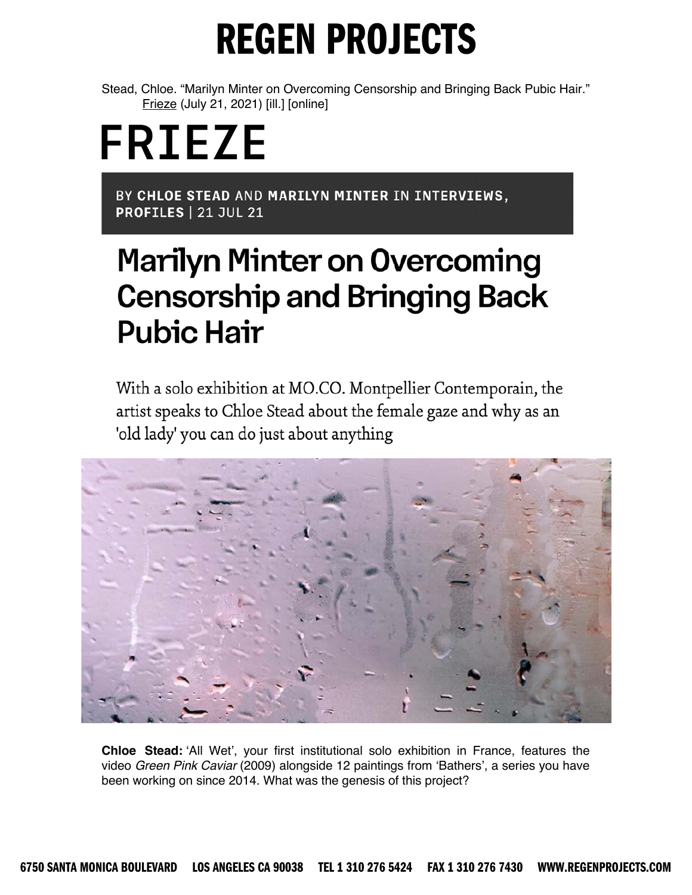# REGEN PROJECTS

Stead, Chloe. "Marilyn Minter on Overcoming Censorship and Bringing Back Pubic Hair." Frieze (July 21, 2021) [ill.] [online]

# FRIEZE

BY **CHLOE STEAD** AND **MARILYN MINTER** IN **INTERVIEWS, PROFILES** | 21 JUL 21

## Marilyn Minter on Overcoming Censorship and Bringing Back Pubic Hair

With a solo exhibition at MO.CO. Montpellier Contemporain, the artist speaks to Chloe Stead about the female gaze and why as an 'old lady' you can do just about anything

**Chloe Stead:** 'All Wet', your first institutional solo exhibition in France, features the video *Green Pink Caviar* (2009) alongside 12 paintings from 'Bathers', a series you have been working on since 2014. What was the genesis of this project?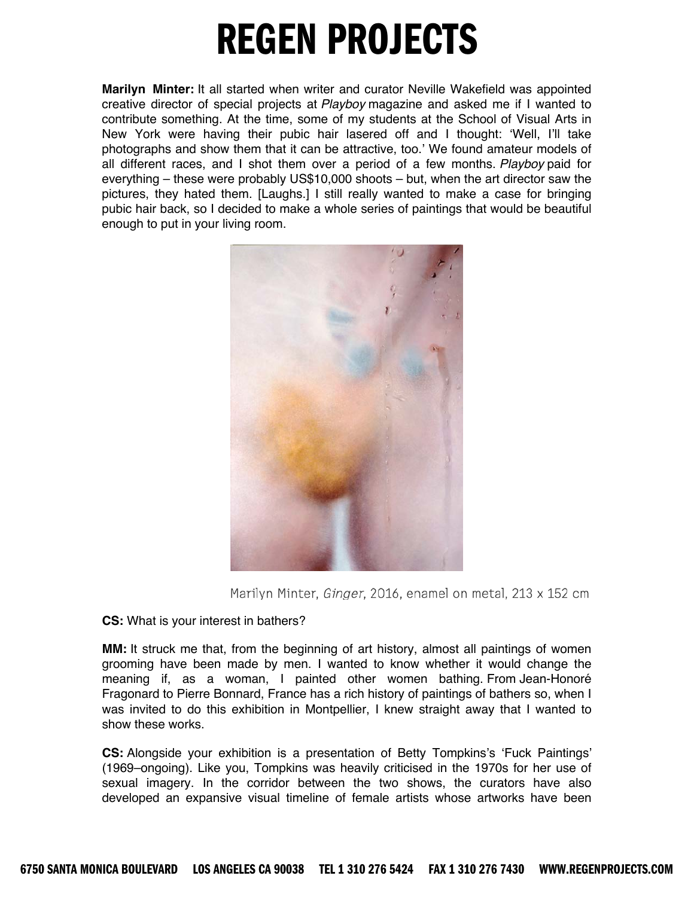**Marilyn Minter:** It all started when writer and curator Neville Wakefield was appointed creative director of special projects at *Playboy* magazine and asked me if I wanted to contribute something. At the time, some of my students at the School of Visual Arts in New York were having their pubic hair lasered off and I thought: 'Well, I'll take photographs and show them that it can be attractive, too.' We found amateur models of all different races, and I shot them over a period of a few months. *Playboy* paid for everything – these were probably US$10,000 shoots – but, when the art director saw the pictures, they hated them. [Laughs.] I still really wanted to make a case for bringing pubic hair back, so I decided to make a whole series of paintings that would be beautiful enough to put in your living room.

Marilyn Minter, *Ginger*, 2016, enamel on metal, 213 x 152 cm

**CS:** What is your interest in bathers?

**MM:** It struck me that, from the beginning of art history, almost all paintings of women grooming have been made by men. I wanted to know whether it would change the meaning if, as a woman, I painted other women bathing. From Jean-Honoré Fragonard to Pierre Bonnard, France has a rich history of paintings of bathers so, when I was invited to do this exhibition in Montpellier, I knew straight away that I wanted to show these works.

**CS:** Alongside your exhibition is a presentation of Betty Tompkins's 'Fuck Paintings' (1969–ongoing). Like you, Tompkins was heavily criticised in the 1970s for her use of sexual imagery. In the corridor between the two shows, the curators have also developed an expansive visual timeline of female artists whose artworks have been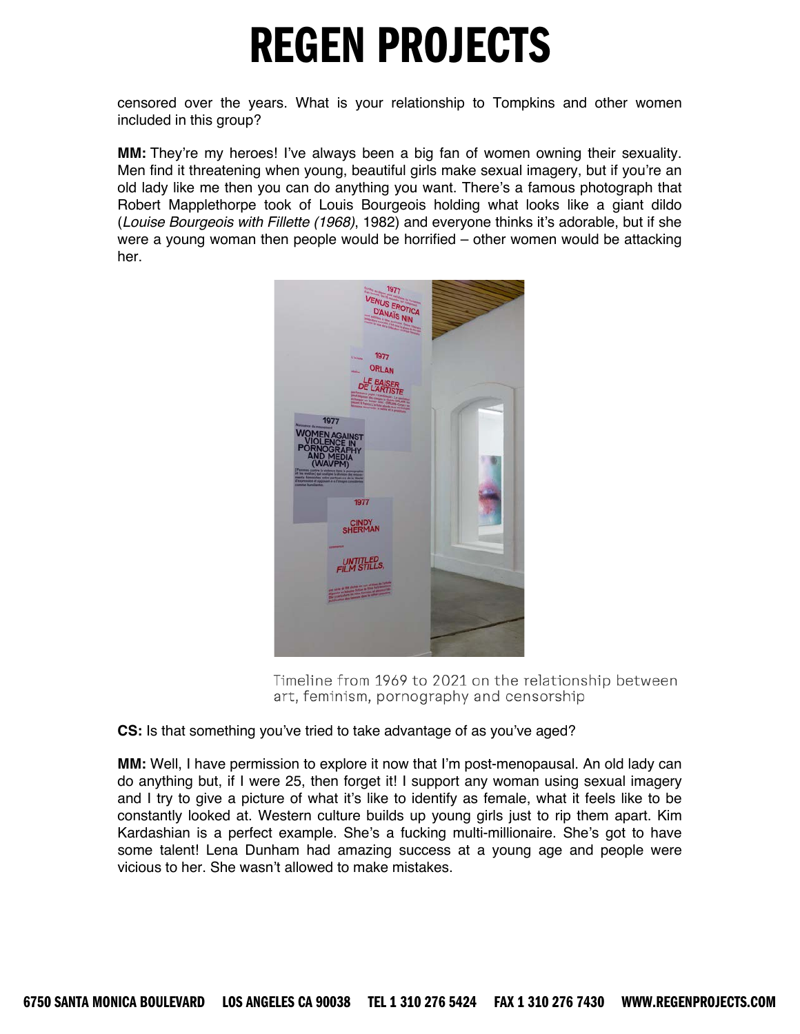censored over the years. What is your relationship to Tompkins and other women included in this group?

**MM:** They're my heroes! I've always been a big fan of women owning their sexuality. Men find it threatening when young, beautiful girls make sexual imagery, but if you're an old lady like me then you can do anything you want. There's a famous photograph that Robert Mapplethorpe took of Louis Bourgeois holding what looks like a giant dildo (*Louise Bourgeois with Fillette (1968)*, 1982) and everyone thinks it's adorable, but if she were a young woman then people would be horrified – other women would be attacking her.

Timeline from 1969 to 2021 on the relationship between art, feminism, pornography and censorship

**CS:** Is that something you've tried to take advantage of as you've aged?

**MM:** Well, I have permission to explore it now that I'm post-menopausal. An old lady can do anything but, if I were 25, then forget it! I support any woman using sexual imagery and I try to give a picture of what it's like to identify as female, what it feels like to be constantly looked at. Western culture builds up young girls just to rip them apart. Kim Kardashian is a perfect example. She's a fucking multi-millionaire. She's got to have some talent! Lena Dunham had amazing success at a young age and people were vicious to her. She wasn't allowed to make mistakes.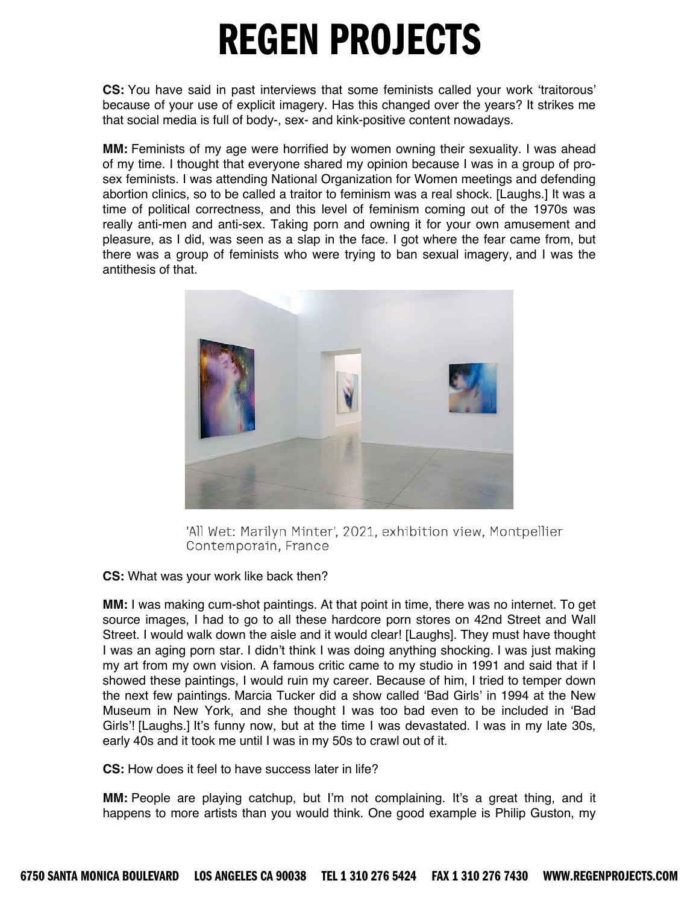**CS:** You have said in past interviews that some feminists called your work 'traitorous' because of your use of explicit imagery. Has this changed over the years? It strikes me that social media is full of body-, sex- and kink-positive content nowadays.

**MM:** Feminists of my age were horrified by women owning their sexuality. I was ahead of my time. I thought that everyone shared my opinion because I was in a group of pro-sex feminists. I was attending National Organization for Women meetings and defending abortion clinics, so to be called a traitor to feminism was a real shock. [Laughs.] It was a time of political correctness, and this level of feminism coming out of the 1970s was really anti-men and anti-sex. Taking porn and owning it for your own amusement and pleasure, as I did, was seen as a slap in the face. I got where the fear came from, but there was a group of feminists who were trying to ban sexual imagery, and I was the antithesis of that.

'All Wet: Marilyn Minter', 2021, exhibition view, Montpellier Contemporain, France

**CS:** What was your work like back then?

**MM:** I was making cum-shot paintings. At that point in time, there was no internet. To get source images, I had to go to all these hardcore porn stores on 42nd Street and Wall Street. I would walk down the aisle and it would clear! [Laughs]. They must have thought I was an aging porn star. I didn't think I was doing anything shocking. I was just making my art from my own vision. A famous critic came to my studio in 1991 and said that if I showed these paintings, I would ruin my career. Because of him, I tried to temper down the next few paintings. Marcia Tucker did a show called 'Bad Girls' in 1994 at the New Museum in New York, and she thought I was too bad even to be included in 'Bad Girls'! [Laughs.] It's funny now, but at the time I was devastated. I was in my late 30s, early 40s and it took me until I was in my 50s to crawl out of it.

**CS:** How does it feel to have success later in life?

**MM:** People are playing catchup, but I'm not complaining. It's a great thing, and it happens to more artists than you would think. One good example is Philip Guston, my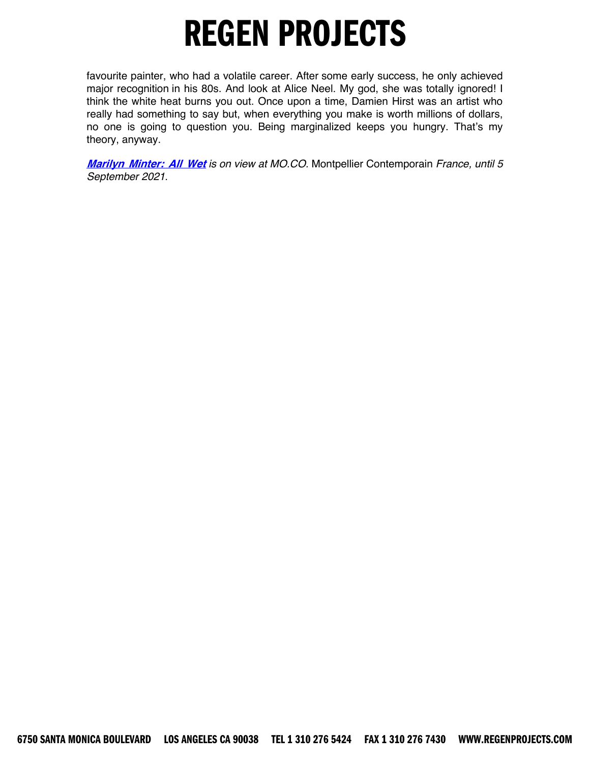favourite painter, who had a volatile career. After some early success, he only achieved major recognition in his 80s. And look at Alice Neel. My god, she was totally ignored! I think the white heat burns you out. Once upon a time, Damien Hirst was an artist who really had something to say but, when everything you make is worth millions of dollars, no one is going to question you. Being marginalized keeps you hungry. That's my theory, anyway.

***Marilyn Minter: All Wet*** *is on view at MO.CO.* Montpellier Contemporain *France, until 5 September 2021*.